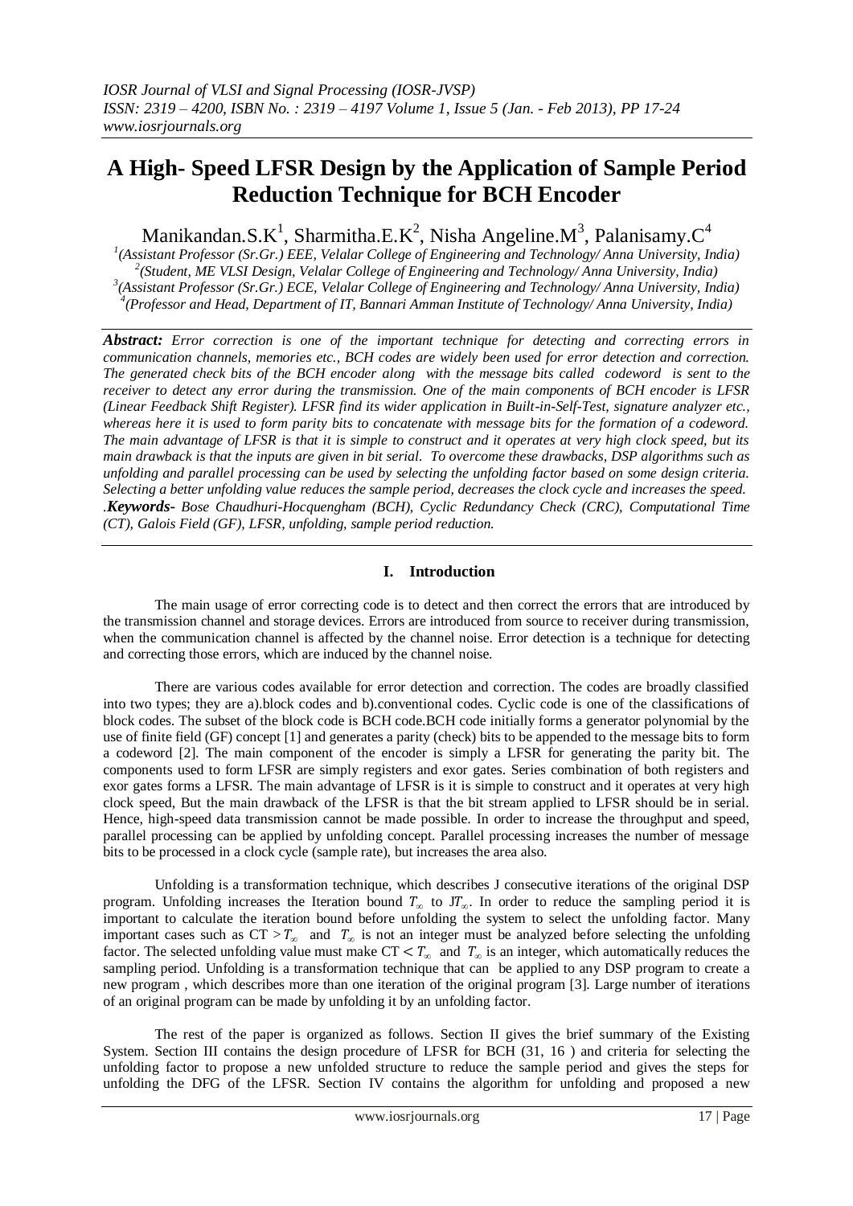# A High- Speed LFSR Design by the Application of Sample Period Reduction Technique for BCH Encoder

Manikandan.S.K[1], Sharmitha.E.K[2], Nisha Angeline.M[3], Palanisamy.C[4]

[1](Assistant Professor (Sr.Gr.) EEE, Velalar College of Engineering and Technology/ Anna University, India)
[2](Student, ME VLSI Design, Velalar College of Engineering and Technology/ Anna University, India)
[3](Assistant Professor (Sr.Gr.) ECE, Velalar College of Engineering and Technology/ Anna University, India)
[4](Professor and Head, Department of IT, Bannari Amman Institute of Technology/ Anna University, India)

***Abstract:*** *Error correction is one of the important technique for detecting and correcting errors in communication channels, memories etc., BCH codes are widely been used for error detection and correction. The generated check bits of the BCH encoder along with the message bits called codeword is sent to the receiver to detect any error during the transmission. One of the main components of BCH encoder is LFSR (Linear Feedback Shift Register). LFSR find its wider application in Built-in-Self-Test, signature analyzer etc., whereas here it is used to form parity bits to concatenate with message bits for the formation of a codeword. The main advantage of LFSR is that it is simple to construct and it operates at very high clock speed, but its main drawback is that the inputs are given in bit serial. To overcome these drawbacks, DSP algorithms such as unfolding and parallel processing can be used by selecting the unfolding factor based on some design criteria. Selecting a better unfolding value reduces the sample period, decreases the clock cycle and increases the speed.*

.***Keywords-*** *Bose Chaudhuri-Hocquengham (BCH), Cyclic Redundancy Check (CRC), Computational Time (CT), Galois Field (GF), LFSR, unfolding, sample period reduction.*

## I. Introduction

The main usage of error correcting code is to detect and then correct the errors that are introduced by the transmission channel and storage devices. Errors are introduced from source to receiver during transmission, when the communication channel is affected by the channel noise. Error detection is a technique for detecting and correcting those errors, which are induced by the channel noise.

There are various codes available for error detection and correction. The codes are broadly classified into two types; they are a).block codes and b).conventional codes. Cyclic code is one of the classifications of block codes. The subset of the block code is BCH code.BCH code initially forms a generator polynomial by the use of finite field (GF) concept [1] and generates a parity (check) bits to be appended to the message bits to form a codeword [2]. The main component of the encoder is simply a LFSR for generating the parity bit. The components used to form LFSR are simply registers and exor gates. Series combination of both registers and exor gates forms a LFSR. The main advantage of LFSR is it is simple to construct and it operates at very high clock speed, But the main drawback of the LFSR is that the bit stream applied to LFSR should be in serial. Hence, high-speed data transmission cannot be made possible. In order to increase the throughput and speed, parallel processing can be applied by unfolding concept. Parallel processing increases the number of message bits to be processed in a clock cycle (sample rate), but increases the area also.

Unfolding is a transformation technique, which describes J consecutive iterations of the original DSP program. Unfolding increases the Iteration bound $T_\infty$ to $JT_\infty$. In order to reduce the sampling period it is important to calculate the iteration bound before unfolding the system to select the unfolding factor. Many important cases such as $\mathrm{CT} > T_\infty$ and $T_\infty$ is not an integer must be analyzed before selecting the unfolding factor. The selected unfolding value must make $\mathrm{CT} < T_\infty$ and $T_\infty$ is an integer, which automatically reduces the sampling period. Unfolding is a transformation technique that can be applied to any DSP program to create a new program , which describes more than one iteration of the original program [3]. Large number of iterations of an original program can be made by unfolding it by an unfolding factor.

The rest of the paper is organized as follows. Section II gives the brief summary of the Existing System. Section III contains the design procedure of LFSR for BCH (31, 16 ) and criteria for selecting the unfolding factor to propose a new unfolded structure to reduce the sample period and gives the steps for unfolding the DFG of the LFSR. Section IV contains the algorithm for unfolding and proposed a new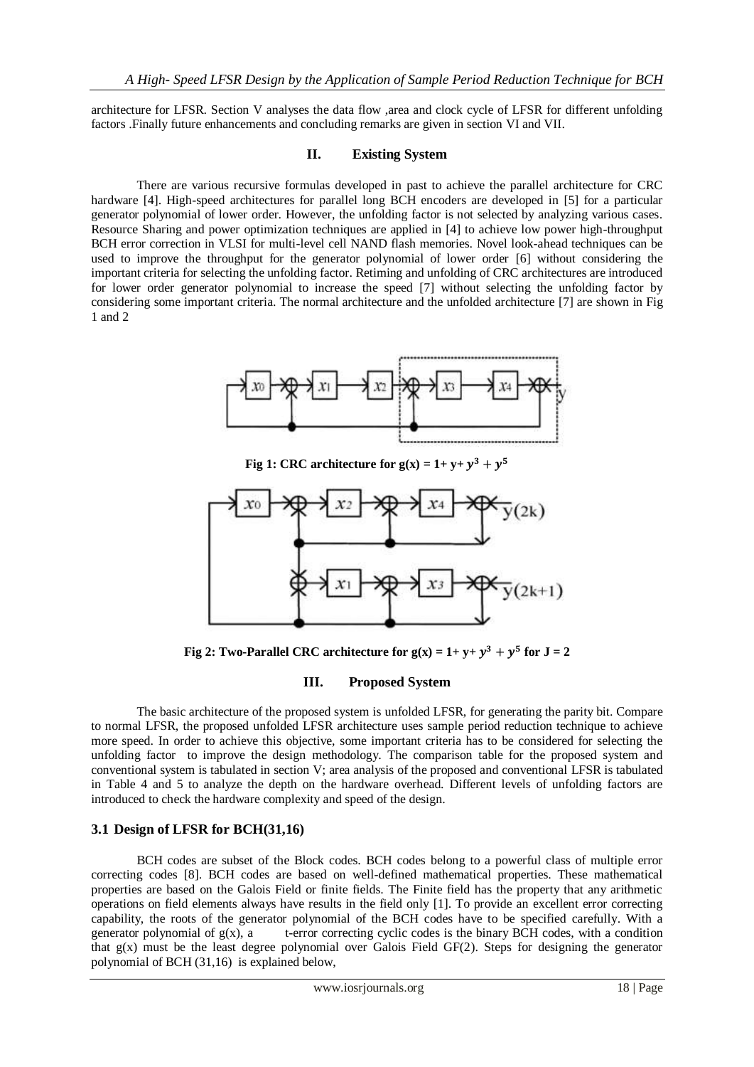architecture for LFSR. Section V analyses the data flow ,area and clock cycle of LFSR for different unfolding factors .Finally future enhancements and concluding remarks are given in section VI and VII.

## II. Existing System

There are various recursive formulas developed in past to achieve the parallel architecture for CRC hardware [4]. High-speed architectures for parallel long BCH encoders are developed in [5] for a particular generator polynomial of lower order. However, the unfolding factor is not selected by analyzing various cases. Resource Sharing and power optimization techniques are applied in [4] to achieve low power high-throughput BCH error correction in VLSI for multi-level cell NAND flash memories. Novel look-ahead techniques can be used to improve the throughput for the generator polynomial of lower order [6] without considering the important criteria for selecting the unfolding factor. Retiming and unfolding of CRC architectures are introduced for lower order generator polynomial to increase the speed [7] without selecting the unfolding factor by considering some important criteria. The normal architecture and the unfolded architecture [7] are shown in Fig 1 and 2

**Fig 1: CRC architecture for $g(x) = 1 + y + y^3 + y^5$**

**Fig 2: Two-Parallel CRC architecture for $g(x) = 1 + y + y^3 + y^5$ for J = 2**

## III. Proposed System

The basic architecture of the proposed system is unfolded LFSR, for generating the parity bit. Compare to normal LFSR, the proposed unfolded LFSR architecture uses sample period reduction technique to achieve more speed. In order to achieve this objective, some important criteria has to be considered for selecting the unfolding factor to improve the design methodology. The comparison table for the proposed system and conventional system is tabulated in section V; area analysis of the proposed and conventional LFSR is tabulated in Table 4 and 5 to analyze the depth on the hardware overhead. Different levels of unfolding factors are introduced to check the hardware complexity and speed of the design.

### 3.1 Design of LFSR for BCH(31,16)

BCH codes are subset of the Block codes. BCH codes belong to a powerful class of multiple error correcting codes [8]. BCH codes are based on well-defined mathematical properties. These mathematical properties are based on the Galois Field or finite fields. The Finite field has the property that any arithmetic operations on field elements always have results in the field only [1]. To provide an excellent error correcting capability, the roots of the generator polynomial of the BCH codes have to be specified carefully. With a generator polynomial of g(x), a t-error correcting cyclic codes is the binary BCH codes, with a condition that g(x) must be the least degree polynomial over Galois Field GF(2). Steps for designing the generator polynomial of BCH (31,16) is explained below,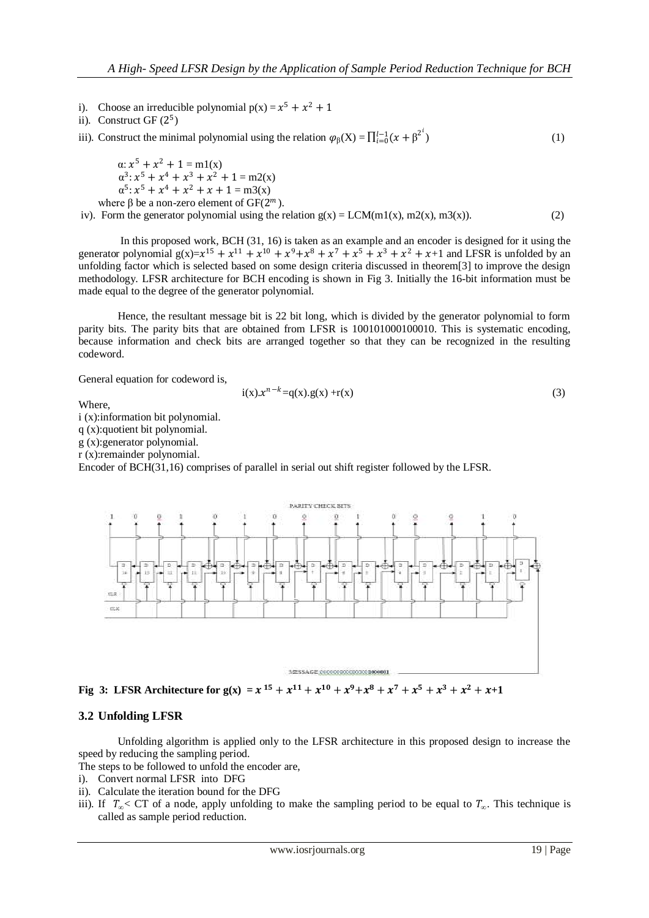i). Choose an irreducible polynomial $p(x) = x^5 + x^2 + 1$

ii). Construct GF $(2^5)$

iii). Construct the minimal polynomial using the relation $\varphi_\beta(X) = \prod_{i=0}^{l-1}(x + \beta^{2^i})$ (1)

$\alpha: x^5 + x^2 + 1 = m1(x)$

$\alpha^3: x^5 + x^4 + x^3 + x^2 + 1 = m2(x)$

$\alpha^5: x^5 + x^4 + x^2 + x + 1 = m3(x)$

where β be a non-zero element of GF($2^m$).

iv). Form the generator polynomial using the relation g(x) = LCM(m1(x), m2(x), m3(x)). (2)

In this proposed work, BCH (31, 16) is taken as an example and an encoder is designed for it using the generator polynomial $g(x)=x^{15} + x^{11} + x^{10} + x^9+x^8 + x^7 + x^5 + x^3 + x^2 + x+1$ and LFSR is unfolded by an unfolding factor which is selected based on some design criteria discussed in theorem[3] to improve the design methodology. LFSR architecture for BCH encoding is shown in Fig 3. Initially the 16-bit information must be made equal to the degree of the generator polynomial.

Hence, the resultant message bit is 22 bit long, which is divided by the generator polynomial to form parity bits. The parity bits that are obtained from LFSR is 100101000100010. This is systematic encoding, because information and check bits are arranged together so that they can be recognized in the resulting codeword.

General equation for codeword is,

$$i(x).x^{n-k}=q(x).g(x) +r(x) \quad (3)$$

Where,

i (x):information bit polynomial.

q (x):quotient bit polynomial.

g (x):generator polynomial.

r (x):remainder polynomial.

Encoder of BCH(31,16) comprises of parallel in serial out shift register followed by the LFSR.

**Fig 3: LFSR Architecture for $g(x) = x^{15} + x^{11} + x^{10} + x^9+x^8 + x^7 + x^5 + x^3 + x^2 + x+1$**

### 3.2 Unfolding LFSR

Unfolding algorithm is applied only to the LFSR architecture in this proposed design to increase the speed by reducing the sampling period.

The steps to be followed to unfold the encoder are,

i). Convert normal LFSR into DFG

ii). Calculate the iteration bound for the DFG

iii). If $T_\infty <$ CT of a node, apply unfolding to make the sampling period to be equal to $T_\infty$. This technique is called as sample period reduction.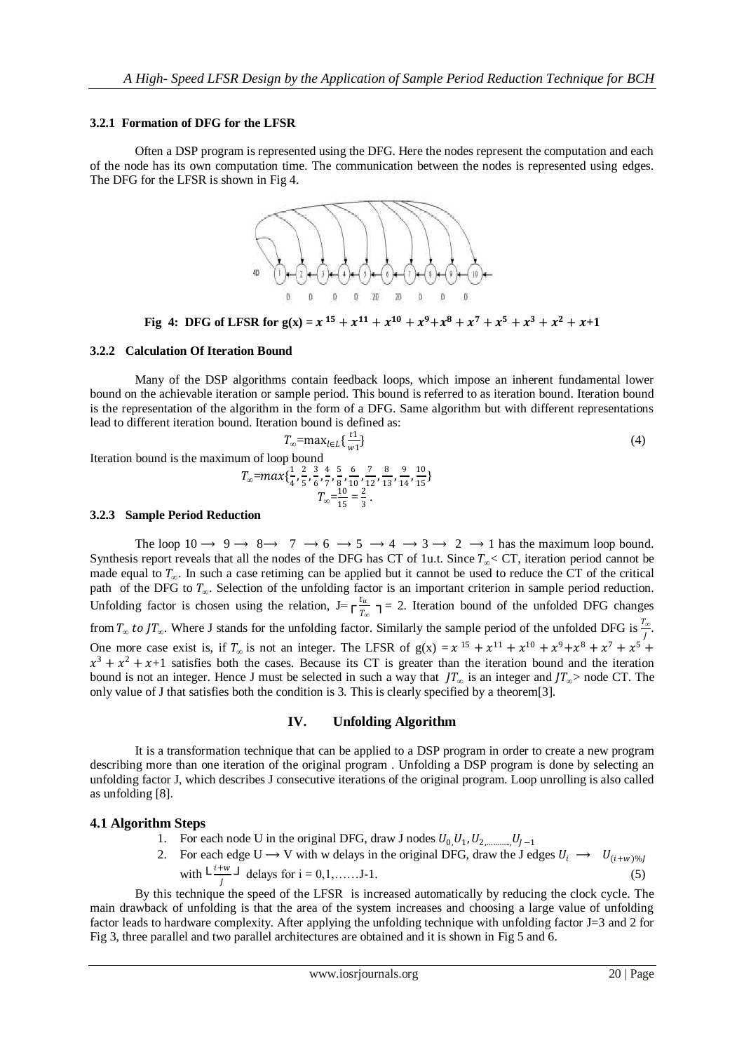### 3.2.1 Formation of DFG for the LFSR

Often a DSP program is represented using the DFG. Here the nodes represent the computation and each of the node has its own computation time. The communication between the nodes is represented using edges. The DFG for the LFSR is shown in Fig 4.

**Fig 4: DFG of LFSR for g(x) = $x^{15} + x^{11} + x^{10} + x^9 + x^8 + x^7 + x^5 + x^3 + x^2 + x + 1$**

### 3.2.2 Calculation Of Iteration Bound

Many of the DSP algorithms contain feedback loops, which impose an inherent fundamental lower bound on the achievable iteration or sample period. This bound is referred to as iteration bound. Iteration bound is the representation of the algorithm in the form of a DFG. Same algorithm but with different representations lead to different iteration bound. Iteration bound is defined as:

$$T_{\infty} = \max_{l \in L} \{\frac{t1}{w1}\} \tag{4}$$

Iteration bound is the maximum of loop bound

$$T_{\infty} = max\{\frac{1}{4}, \frac{2}{5}, \frac{3}{6}, \frac{4}{7}, \frac{5}{8}, \frac{6}{10}, \frac{7}{12}, \frac{8}{13}, \frac{9}{14}, \frac{10}{15}\}$$

$$T_{\infty} = \frac{10}{15} = \frac{2}{3}.$$

### 3.2.3 Sample Period Reduction

The loop $10 \rightarrow 9 \rightarrow 8 \rightarrow 7 \rightarrow 6 \rightarrow 5 \rightarrow 4 \rightarrow 3 \rightarrow 2 \rightarrow 1$ has the maximum loop bound. Synthesis report reveals that all the nodes of the DFG has CT of 1u.t. Since $T_{\infty}$< CT, iteration period cannot be made equal to $T_{\infty}$. In such a case retiming can be applied but it cannot be used to reduce the CT of the critical path of the DFG to $T_{\infty}$. Selection of the unfolding factor is an important criterion in sample period reduction. Unfolding factor is chosen using the relation, J= $\lceil \frac{t_u}{T_{\infty}} \rceil$ = 2. Iteration bound of the unfolded DFG changes from $T_{\infty}$ *to* $JT_{\infty}$. Where J stands for the unfolding factor. Similarly the sample period of the unfolded DFG is $\frac{T_{\infty}}{J}$. One more case exist is, if $T_{\infty}$ is not an integer. The LFSR of g(x) = $x^{15} + x^{11} + x^{10} + x^9 + x^8 + x^7 + x^5 + x^3 + x^2 + x + 1$ satisfies both the cases. Because its CT is greater than the iteration bound and the iteration bound is not an integer. Hence J must be selected in such a way that $JT_{\infty}$ is an integer and $JT_{\infty}$> node CT. The only value of J that satisfies both the condition is 3. This is clearly specified by a theorem[3].

## IV. Unfolding Algorithm

It is a transformation technique that can be applied to a DSP program in order to create a new program describing more than one iteration of the original program . Unfolding a DSP program is done by selecting an unfolding factor J, which describes J consecutive iterations of the original program. Loop unrolling is also called as unfolding [8].

### 4.1 Algorithm Steps

1. For each node U in the original DFG, draw J nodes $U_0, U_1, U_2, \ldots, U_{J-1}$
2. For each edge U ⟶ V with w delays in the original DFG, draw the J edges $U_i \rightarrow U_{(i+w)\%J}$ with $\lfloor \frac{i+w}{J} \rfloor$ delays for i = 0,1,……J-1. (5)

By this technique the speed of the LFSR is increased automatically by reducing the clock cycle. The main drawback of unfolding is that the area of the system increases and choosing a large value of unfolding factor leads to hardware complexity. After applying the unfolding technique with unfolding factor J=3 and 2 for Fig 3, three parallel and two parallel architectures are obtained and it is shown in Fig 5 and 6.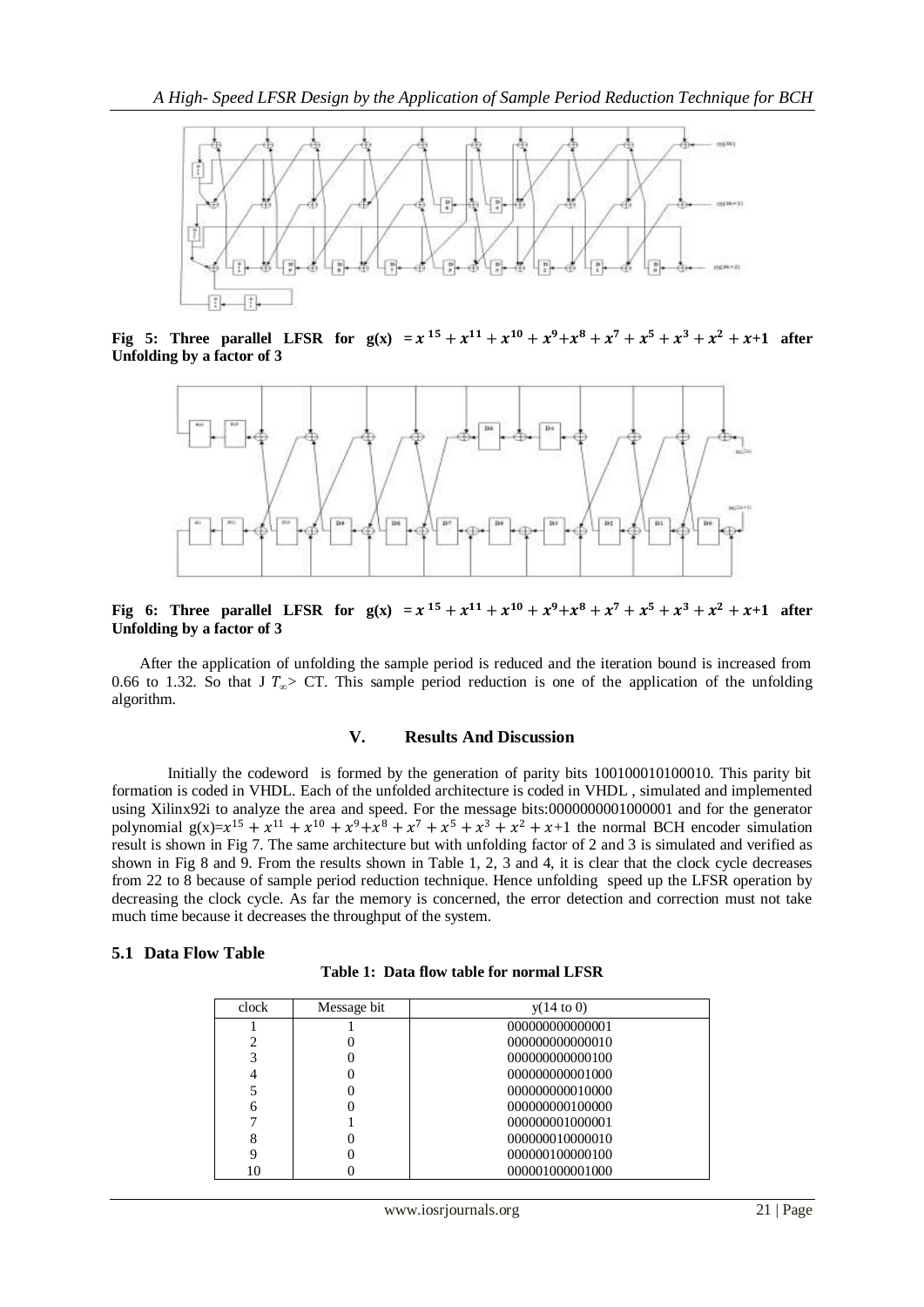**Fig 5: Three parallel LFSR for $g(x) = x^{15} + x^{11} + x^{10} + x^9 + x^8 + x^7 + x^5 + x^3 + x^2 + x + 1$ after Unfolding by a factor of 3**

**Fig 6: Three parallel LFSR for $g(x) = x^{15} + x^{11} + x^{10} + x^9 + x^8 + x^7 + x^5 + x^3 + x^2 + x + 1$ after Unfolding by a factor of 3**

After the application of unfolding the sample period is reduced and the iteration bound is increased from 0.66 to 1.32. So that J $T_\infty >$ CT. This sample period reduction is one of the application of the unfolding algorithm.

## V. Results And Discussion

Initially the codeword is formed by the generation of parity bits 100100010100010. This parity bit formation is coded in VHDL. Each of the unfolded architecture is coded in VHDL , simulated and implemented using Xilinx92i to analyze the area and speed. For the message bits:0000000001000001 and for the generator polynomial $g(x)=x^{15} + x^{11} + x^{10} + x^9 + x^8 + x^7 + x^5 + x^3 + x^2 + x + 1$ the normal BCH encoder simulation result is shown in Fig 7. The same architecture but with unfolding factor of 2 and 3 is simulated and verified as shown in Fig 8 and 9. From the results shown in Table 1, 2, 3 and 4, it is clear that the clock cycle decreases from 22 to 8 because of sample period reduction technique. Hence unfolding speed up the LFSR operation by decreasing the clock cycle. As far the memory is concerned, the error detection and correction must not take much time because it decreases the throughput of the system.

### 5.1 Data Flow Table

**Table 1: Data flow table for normal LFSR**

| clock | Message bit | y(14 to 0) |
|---|---|---|
| 1 | 1 | 000000000000001 |
| 2 | 0 | 000000000000010 |
| 3 | 0 | 000000000000100 |
| 4 | 0 | 000000000001000 |
| 5 | 0 | 000000000010000 |
| 6 | 0 | 000000000100000 |
| 7 | 1 | 000000001000001 |
| 8 | 0 | 000000010000010 |
| 9 | 0 | 000000100000100 |
| 10 | 0 | 000001000001000 |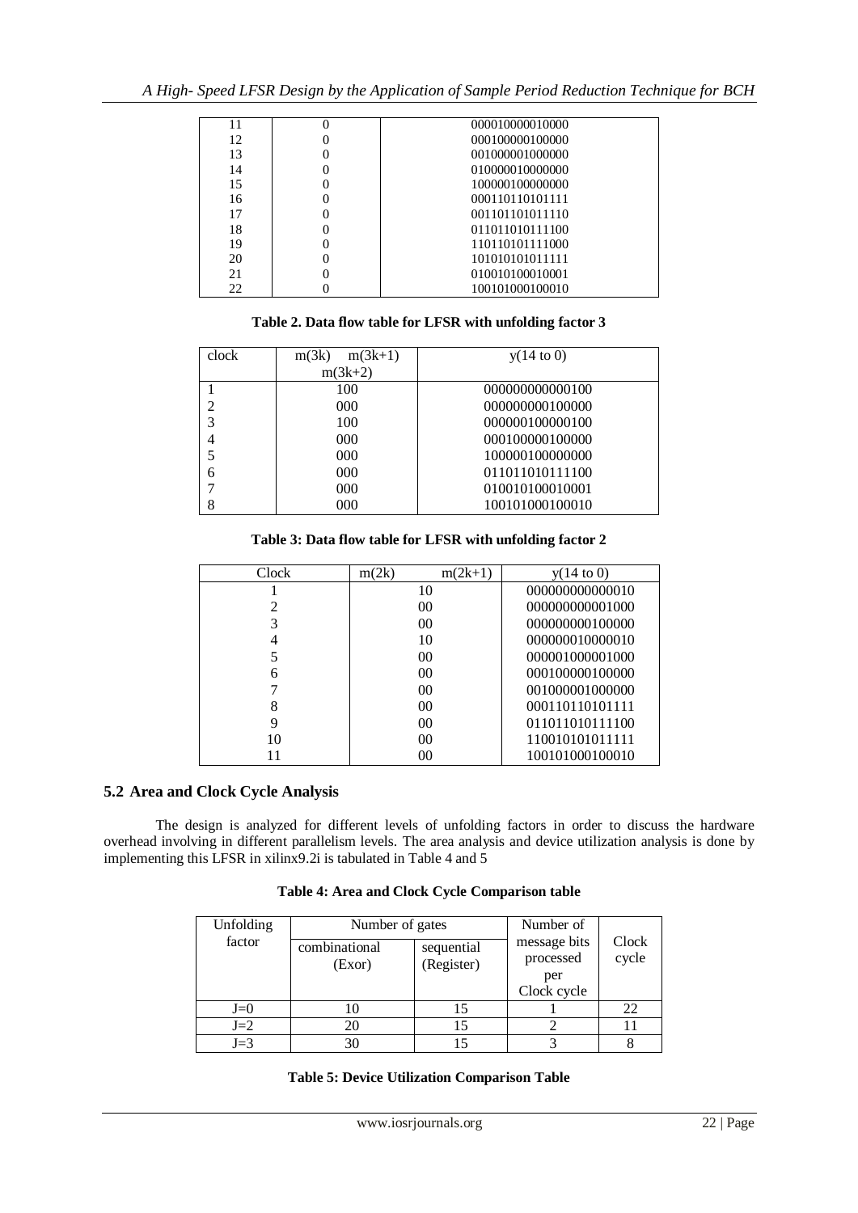| 11 | 0 | 000010000010000 |
|---|---|---|
| 12 | 0 | 000100000100000 |
| 13 | 0 | 001000001000000 |
| 14 | 0 | 010000010000000 |
| 15 | 0 | 100000100000000 |
| 16 | 0 | 000110110101111 |
| 17 | 0 | 001101101011110 |
| 18 | 0 | 011011010111100 |
| 19 | 0 | 110110101111000 |
| 20 | 0 | 101010101011111 |
| 21 | 0 | 010010100010001 |
| 22 | 0 | 100101000100010 |

**Table 2. Data flow table for LFSR with unfolding factor 3**

| clock | m(3k) m(3k+1) m(3k+2) | y(14 to 0) |
|---|---|---|
| 1 | 100 | 000000000000100 |
| 2 | 000 | 000000000100000 |
| 3 | 100 | 000000100000100 |
| 4 | 000 | 000100000100000 |
| 5 | 000 | 100000100000000 |
| 6 | 000 | 011011010111100 |
| 7 | 000 | 010010100010001 |
| 8 | 000 | 100101000100010 |

**Table 3: Data flow table for LFSR with unfolding factor 2**

| Clock | m(2k) m(2k+1) | y(14 to 0) |
|---|---|---|
| 1 | 10 | 000000000000010 |
| 2 | 00 | 000000000001000 |
| 3 | 00 | 000000000100000 |
| 4 | 10 | 000000010000010 |
| 5 | 00 | 000001000001000 |
| 6 | 00 | 000100000100000 |
| 7 | 00 | 001000001000000 |
| 8 | 00 | 000110110101111 |
| 9 | 00 | 011011010111100 |
| 10 | 00 | 110010101011111 |
| 11 | 00 | 100101000100010 |

### 5.2 Area and Clock Cycle Analysis

The design is analyzed for different levels of unfolding factors in order to discuss the hardware overhead involving in different parallelism levels. The area analysis and device utilization analysis is done by implementing this LFSR in xilinx9.2i is tabulated in Table 4 and 5

**Table 4: Area and Clock Cycle Comparison table**

| Unfolding factor | Number of gates | | Number of message bits processed per Clock cycle | Clock cycle |
|---|---|---|---|---|
| | combinational (Exor) | sequential (Register) | | |
| J=0 | 10 | 15 | 1 | 22 |
| J=2 | 20 | 15 | 2 | 11 |
| J=3 | 30 | 15 | 3 | 8 |

**Table 5: Device Utilization Comparison Table**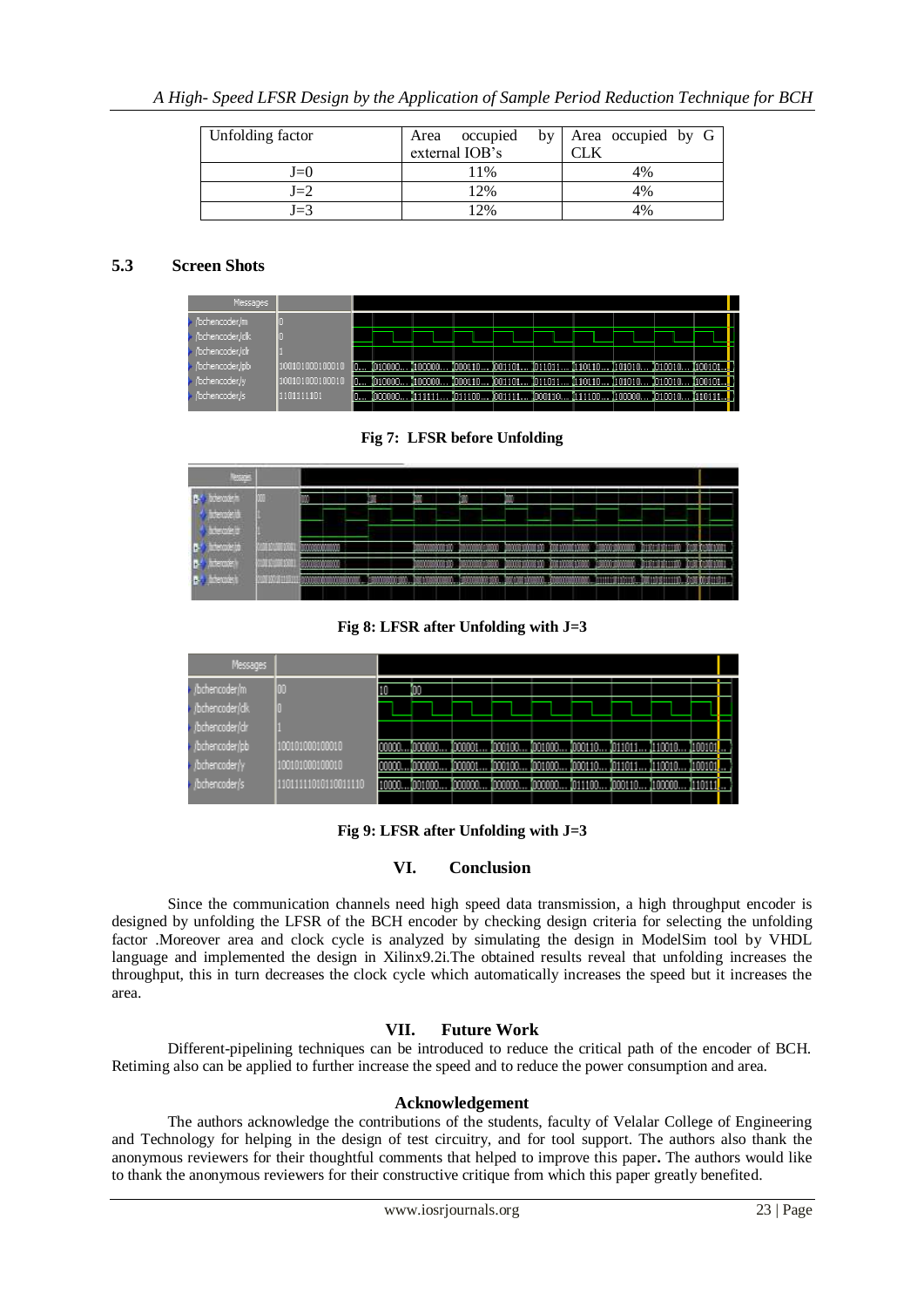| Unfolding factor | Area occupied by external IOB's | Area occupied by G CLK |
|---|---|---|
| J=0 | 11% | 4% |
| J=2 | 12% | 4% |
| J=3 | 12% | 4% |

### 5.3 Screen Shots

**Fig 7: LFSR before Unfolding**

**Fig 8: LFSR after Unfolding with J=3**

**Fig 9: LFSR after Unfolding with J=3**

## VI. Conclusion

Since the communication channels need high speed data transmission, a high throughput encoder is designed by unfolding the LFSR of the BCH encoder by checking design criteria for selecting the unfolding factor .Moreover area and clock cycle is analyzed by simulating the design in ModelSim tool by VHDL language and implemented the design in Xilinx9.2i.The obtained results reveal that unfolding increases the throughput, this in turn decreases the clock cycle which automatically increases the speed but it increases the area.

## VII. Future Work

Different-pipelining techniques can be introduced to reduce the critical path of the encoder of BCH. Retiming also can be applied to further increase the speed and to reduce the power consumption and area.

## Acknowledgement

The authors acknowledge the contributions of the students, faculty of Velalar College of Engineering and Technology for helping in the design of test circuitry, and for tool support. The authors also thank the anonymous reviewers for their thoughtful comments that helped to improve this paper**.** The authors would like to thank the anonymous reviewers for their constructive critique from which this paper greatly benefited.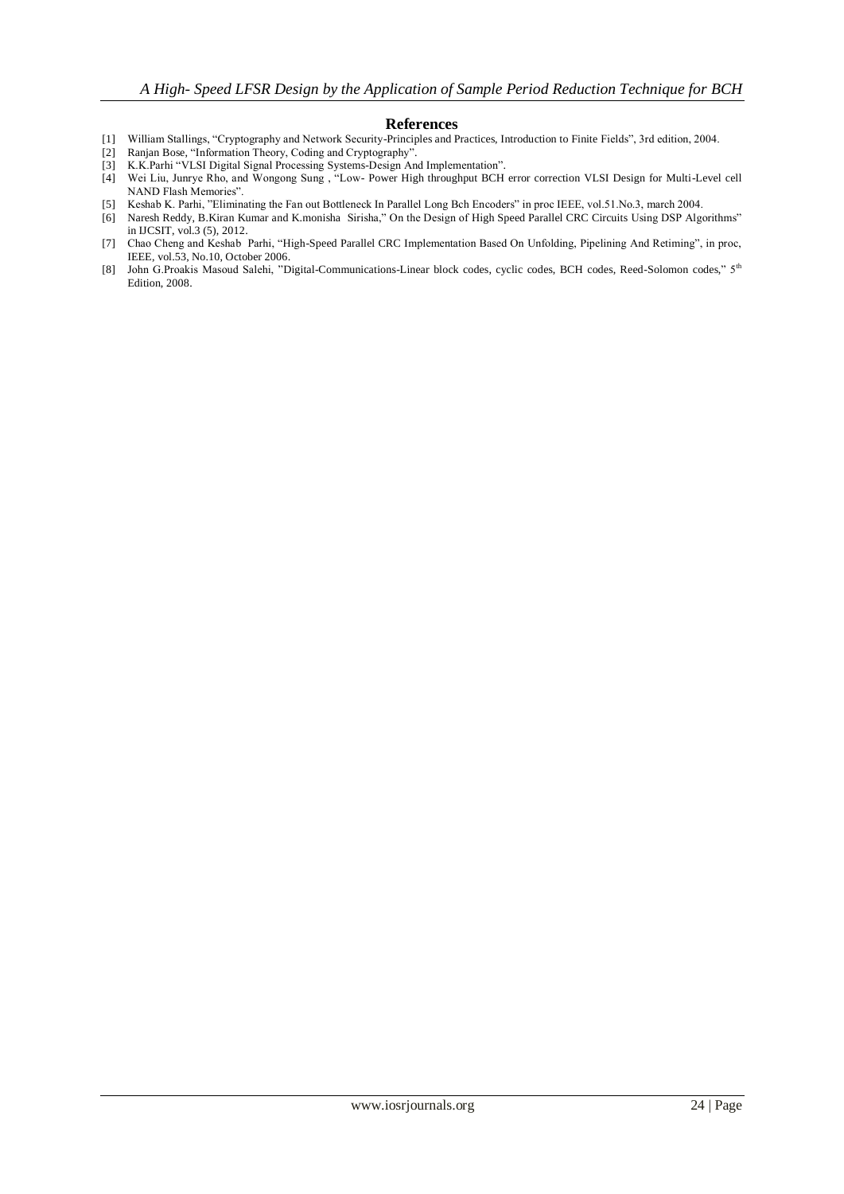## References

[1] William Stallings, "Cryptography and Network Security-Principles and Practices, Introduction to Finite Fields", 3rd edition, 2004.

[2] Ranjan Bose, "Information Theory, Coding and Cryptography".

[3] K.K.Parhi "VLSI Digital Signal Processing Systems-Design And Implementation".

[4] Wei Liu, Junrye Rho, and Wongong Sung , "Low- Power High throughput BCH error correction VLSI Design for Multi-Level cell NAND Flash Memories".

[5] Keshab K. Parhi, "Eliminating the Fan out Bottleneck In Parallel Long Bch Encoders" in proc IEEE, vol.51.No.3, march 2004.

[6] Naresh Reddy, B.Kiran Kumar and K.monisha Sirisha," On the Design of High Speed Parallel CRC Circuits Using DSP Algorithms" in IJCSIT, vol.3 (5), 2012.

[7] Chao Cheng and Keshab Parhi, "High-Speed Parallel CRC Implementation Based On Unfolding, Pipelining And Retiming", in proc, IEEE, vol.53, No.10, October 2006.

[8] John G.Proakis Masoud Salehi, "Digital-Communications-Linear block codes, cyclic codes, BCH codes, Reed-Solomon codes," 5th Edition, 2008.